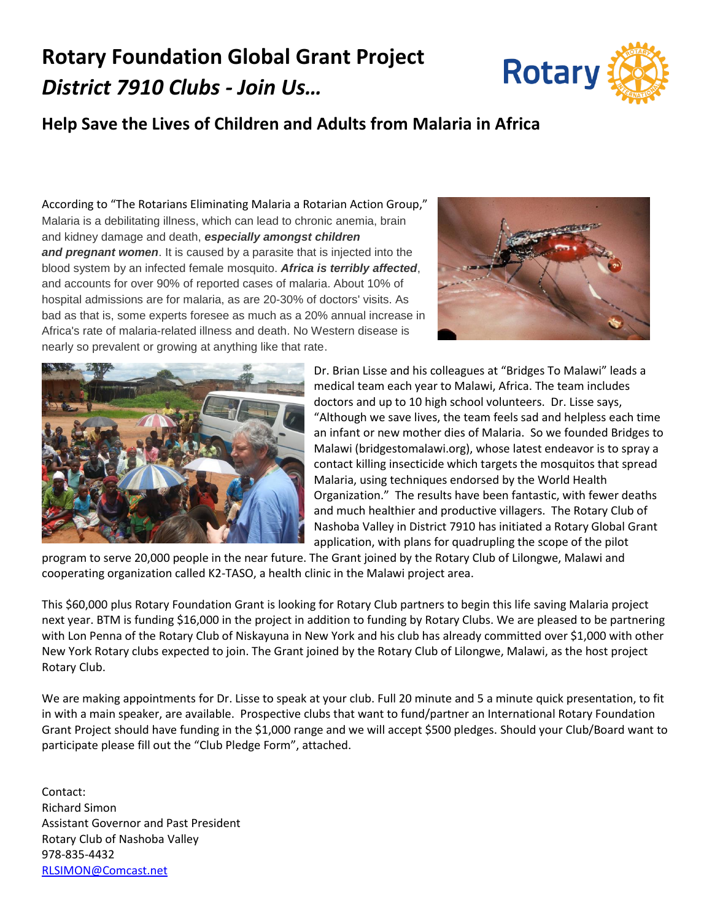# Rotary Foundation Global Grant Project

# *District 7910 Clubs - Join Us…*

## Help Save the Lives of Children and Adults from Malaria in Africa

According to "The Rotarians Eliminating Malaria a Rotarian Action Group," Malaria is a debilitating illness, which can lead to chronic anemia, brain and kidney damage and death, ***especially amongst children and pregnant women***. It is caused by a parasite that is injected into the blood system by an infected female mosquito. ***Africa is terribly affected***, and accounts for over 90% of reported cases of malaria. About 10% of hospital admissions are for malaria, as are 20-30% of doctors' visits. As bad as that is, some experts foresee as much as a 20% annual increase in Africa's rate of malaria-related illness and death. No Western disease is nearly so prevalent or growing at anything like that rate.

Dr. Brian Lisse and his colleagues at "Bridges To Malawi" leads a medical team each year to Malawi, Africa. The team includes doctors and up to 10 high school volunteers. Dr. Lisse says, "Although we save lives, the team feels sad and helpless each time an infant or new mother dies of Malaria. So we founded Bridges to Malawi (bridgestomalawi.org), whose latest endeavor is to spray a contact killing insecticide which targets the mosquitos that spread Malaria, using techniques endorsed by the World Health Organization." The results have been fantastic, with fewer deaths and much healthier and productive villagers. The Rotary Club of Nashoba Valley in District 7910 has initiated a Rotary Global Grant application, with plans for quadrupling the scope of the pilot program to serve 20,000 people in the near future. The Grant joined by the Rotary Club of Lilongwe, Malawi and cooperating organization called K2-TASO, a health clinic in the Malawi project area.

This $60,000 plus Rotary Foundation Grant is looking for Rotary Club partners to begin this life saving Malaria project next year. BTM is funding $16,000 in the project in addition to funding by Rotary Clubs. We are pleased to be partnering with Lon Penna of the Rotary Club of Niskayuna in New York and his club has already committed over $1,000 with other New York Rotary clubs expected to join. The Grant joined by the Rotary Club of Lilongwe, Malawi, as the host project Rotary Club.

We are making appointments for Dr. Lisse to speak at your club. Full 20 minute and 5 a minute quick presentation, to fit in with a main speaker, are available. Prospective clubs that want to fund/partner an International Rotary Foundation Grant Project should have funding in the $1,000 range and we will accept $500 pledges. Should your Club/Board want to participate please fill out the "Club Pledge Form", attached.

Contact:
Richard Simon
Assistant Governor and Past President
Rotary Club of Nashoba Valley
978-835-4432
RLSIMON@Comcast.net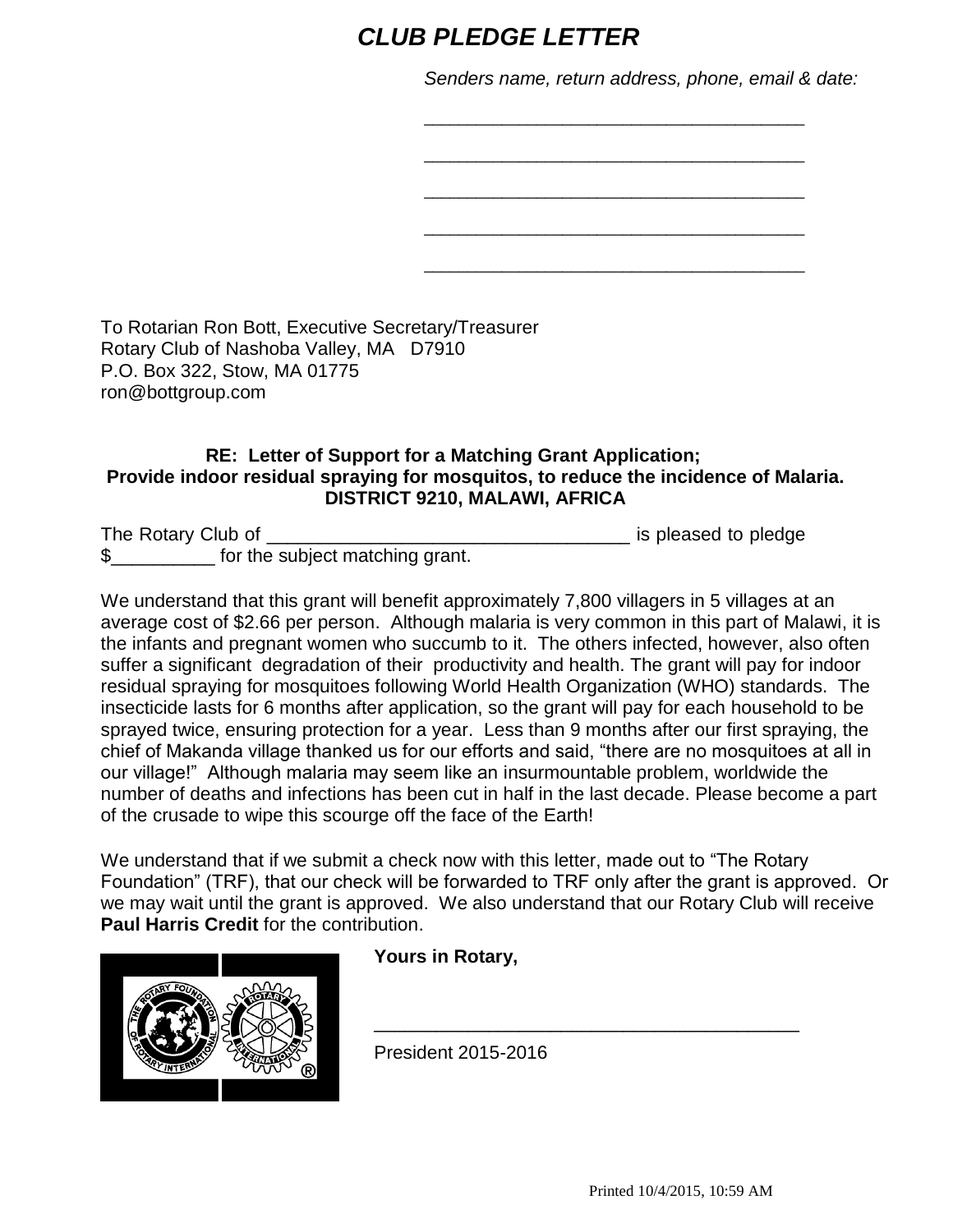# *CLUB PLEDGE LETTER*

*Senders name, return address, phone, email & date:*

_____________________________________

_____________________________________

_____________________________________

_____________________________________

_____________________________________

To Rotarian Ron Bott, Executive Secretary/Treasurer
Rotary Club of Nashoba Valley, MA D7910
P.O. Box 322, Stow, MA 01775
ron@bottgroup.com

**RE: Letter of Support for a Matching Grant Application;**
**Provide indoor residual spraying for mosquitos, to reduce the incidence of Malaria.**
**DISTRICT 9210, MALAWI, AFRICA**

The Rotary Club of ___________________________________ is pleased to pledge $__________ for the subject matching grant.

We understand that this grant will benefit approximately 7,800 villagers in 5 villages at an average cost of $2.66 per person. Although malaria is very common in this part of Malawi, it is the infants and pregnant women who succumb to it. The others infected, however, also often suffer a significant degradation of their productivity and health. The grant will pay for indoor residual spraying for mosquitoes following World Health Organization (WHO) standards. The insecticide lasts for 6 months after application, so the grant will pay for each household to be sprayed twice, ensuring protection for a year. Less than 9 months after our first spraying, the chief of Makanda village thanked us for our efforts and said, "there are no mosquitoes at all in our village!" Although malaria may seem like an insurmountable problem, worldwide the number of deaths and infections has been cut in half in the last decade. Please become a part of the crusade to wipe this scourge off the face of the Earth!

We understand that if we submit a check now with this letter, made out to "The Rotary Foundation" (TRF), that our check will be forwarded to TRF only after the grant is approved. Or we may wait until the grant is approved. We also understand that our Rotary Club will receive **Paul Harris Credit** for the contribution.

**Yours in Rotary,**

__________________________________________

President 2015-2016

Printed 10/4/2015, 10:59 AM